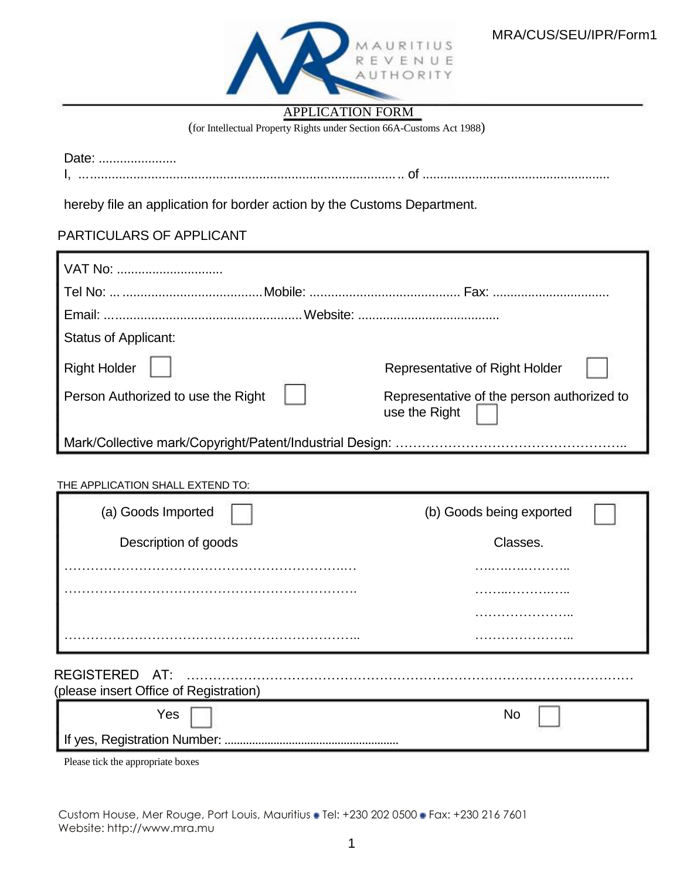MRA/CUS/SEU/IPR/Form1

MAURITIUS REVENUE AUTHORITY

# APPLICATION FORM

(for Intellectual Property Rights under Section 66A-Customs Act 1988)

Date: ......................

I, ……..................................................................................... .. of ....................................................

hereby file an application for border action by the Customs Department.

## PARTICULARS OF APPLICANT

VAT No: ..............................

Tel No: ... ....................................... Mobile: .......................................... Fax: ................................

Email: ....................................................... Website: .......................................

Status of Applicant:

| | | | |
|---|---|---|---|
| Right Holder | ☐ | Representative of Right Holder | ☐ |
| Person Authorized to use the Right | ☐ | Representative of the person authorized to use the Right | ☐ |

Mark/Collective mark/Copyright/Patent/Industrial Design: ……………………………………………..

THE APPLICATION SHALL EXTEND TO:

| | |
|---|---|
| (a) Goods Imported ☐ | (b) Goods being exported ☐ |
| Description of goods | Classes. |
| ………………………………………………………….… | ….….….……….. |
| …………………………………………………………. | ……...………..…. |
| | ………………….. |
| ………………………………………………………….. | ………………….. |

REGISTERED AT: ………………………………………………………………………………………………

(please insert Office of Registration)

| | |
|---|---|
| Yes ☐ | No ☐ |

If yes, Registration Number: ........................................................

Please tick the appropriate boxes

Custom House, Mer Rouge, Port Louis, Mauritius • Tel: +230 202 0500 • Fax: +230 216 7601
Website: http://www.mra.mu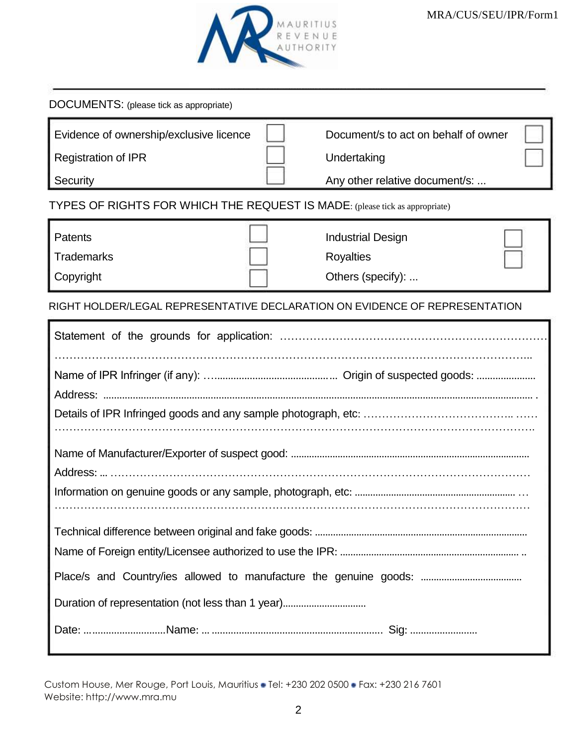MRA/CUS/SEU/IPR/Form1

MAURITIUS REVENUE AUTHORITY

DOCUMENTS: (please tick as appropriate)

| | | | |
|---|---|---|---|
| Evidence of ownership/exclusive licence | ☐ | Document/s to act on behalf of owner | ☐ |
| Registration of IPR | ☐ | Undertaking | ☐ |
| Security | ☐ | Any other relative document/s: ... | |

TYPES OF RIGHTS FOR WHICH THE REQUEST IS MADE: (please tick as appropriate)

| | | | |
|---|---|---|---|
| Patents | ☐ | Industrial Design | ☐ |
| Trademarks | ☐ | Royalties | ☐ |
| Copyright | ☐ | Others (specify): ... | |

RIGHT HOLDER/LEGAL REPRESENTATIVE DECLARATION ON EVIDENCE OF REPRESENTATION

Statement of the grounds for application: ……………………………………………………………………

……………………………………………………………………………………………………………………..

Name of IPR Infringer (if any): ……......................................... Origin of suspected goods: ......................

Address: .............................................................................................................................................. .

Details of IPR Infringed goods and any sample photograph, etc: ………………………………….. ……

…………………………………………………………………………………………………………………….

Name of Manufacturer/Exporter of suspect good: .........................................................................................

Address: ... ……………………………………………………………………………………………………

Information on genuine goods or any sample, photograph, etc: ............................................................ …

……………………………………………………………………………………………………………………

Technical difference between original and fake goods: ................................................................................

Name of Foreign entity/Licensee authorized to use the IPR: .................................................................... ..

Place/s and Country/ies allowed to manufacture the genuine goods: ......................................

Duration of representation (not less than 1 year)...............................

Date: …..........................Name: … ................................................................ Sig: .........................

Custom House, Mer Rouge, Port Louis, Mauritius • Tel: +230 202 0500 • Fax: +230 216 7601
Website: http://www.mra.mu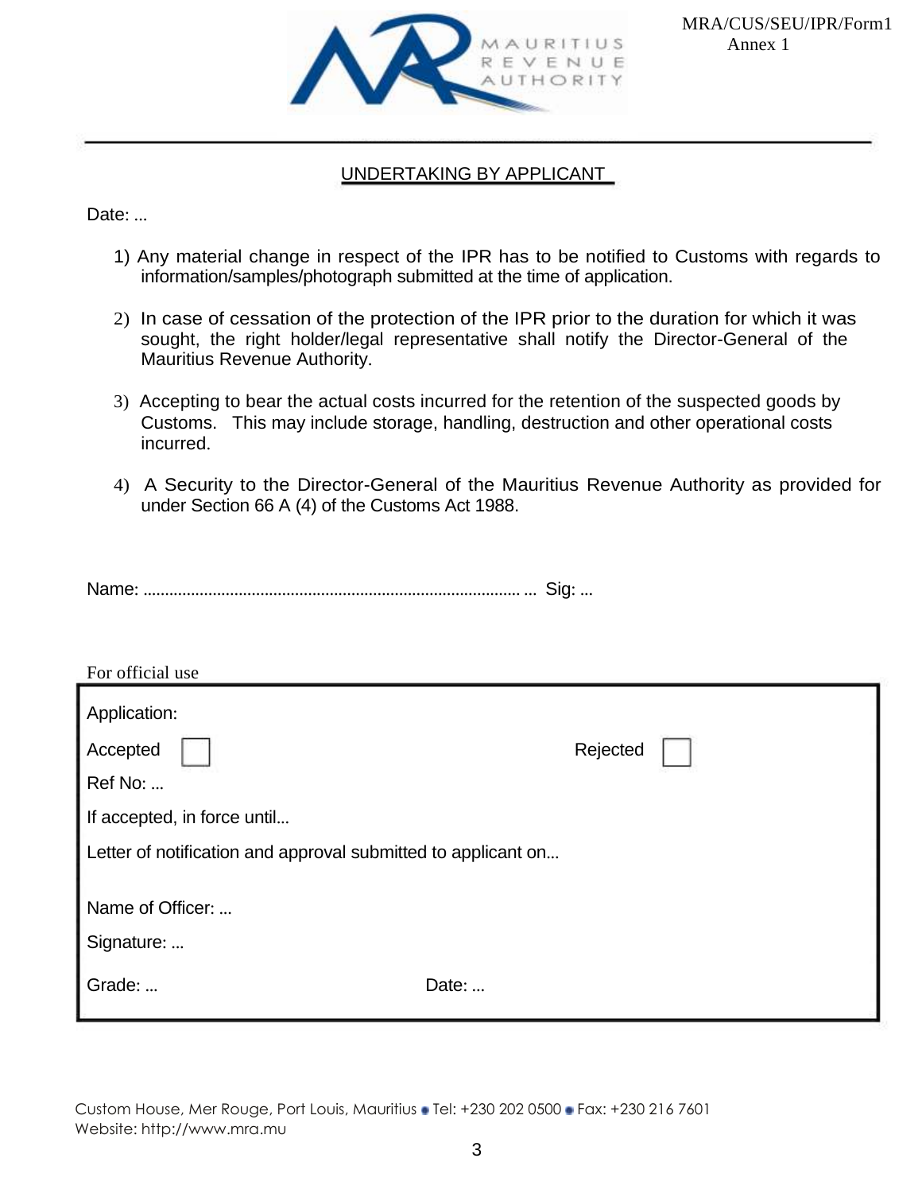MRA/CUS/SEU/IPR/Form1
Annex 1

MAURITIUS REVENUE AUTHORITY

## UNDERTAKING BY APPLICANT

Date: ...

1) Any material change in respect of the IPR has to be notified to Customs with regards to information/samples/photograph submitted at the time of application.

2) In case of cessation of the protection of the IPR prior to the duration for which it was sought, the right holder/legal representative shall notify the Director-General of the Mauritius Revenue Authority.

3) Accepting to bear the actual costs incurred for the retention of the suspected goods by Customs. This may include storage, handling, destruction and other operational costs incurred.

4) A Security to the Director-General of the Mauritius Revenue Authority as provided for under Section 66 A (4) of the Customs Act 1988.

Name: ....................................................................................... ... Sig: ...

For official use

Application:

Accepted ☐ Rejected ☐

Ref No: ...

If accepted, in force until...

Letter of notification and approval submitted to applicant on...

Name of Officer: ...

Signature: ...

Grade: ... Date: ...

Custom House, Mer Rouge, Port Louis, Mauritius • Tel: +230 202 0500 • Fax: +230 216 7601
Website: http://www.mra.mu